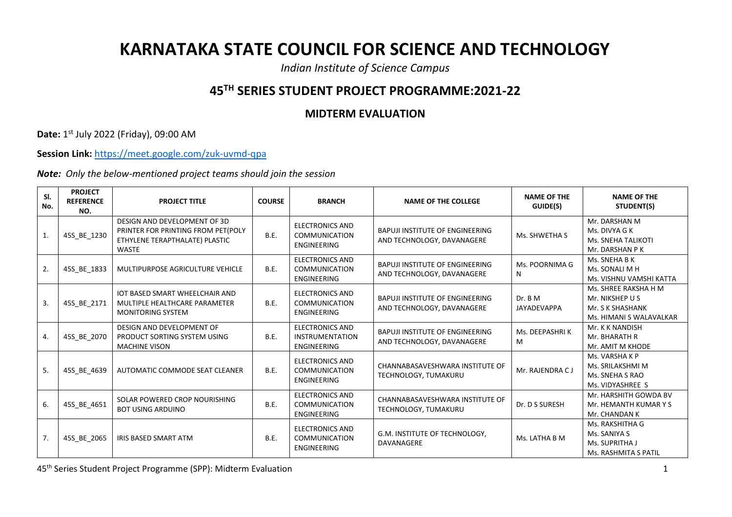# KARNATAKA STATE COUNCIL FOR SCIENCE AND TECHNOLOGY

*Indian Institute of Science Campus*

## 45TH SERIES STUDENT PROJECT PROGRAMME:2021-22

### MIDTERM EVALUATION

**Date:** 1st July 2022 (Friday), 09:00 AM

**Session Link:** https://meet.google.com/zuk-uvmd-qpa

***Note:*** *Only the below-mentioned project teams should join the session*

| Sl. No. | PROJECT REFERENCE NO. | PROJECT TITLE | COURSE | BRANCH | NAME OF THE COLLEGE | NAME OF THE GUIDE(S) | NAME OF THE STUDENT(S) |
|---|---|---|---|---|---|---|---|
| 1. | 45S_BE_1230 | DESIGN AND DEVELOPMENT OF 3D PRINTER FOR PRINTING FROM PET(POLY ETHYLENE TERAPTHALATE) PLASTIC WASTE | B.E. | ELECTRONICS AND COMMUNICATION ENGINEERING | BAPUJI INSTITUTE OF ENGINEERING AND TECHNOLOGY, DAVANAGERE | Ms. SHWETHA S | Mr. DARSHAN M<br>Ms. DIVYA G K<br>Ms. SNEHA TALIKOTI<br>Mr. DARSHAN P K |
| 2. | 45S_BE_1833 | MULTIPURPOSE AGRICULTURE VEHICLE | B.E. | ELECTRONICS AND COMMUNICATION ENGINEERING | BAPUJI INSTITUTE OF ENGINEERING AND TECHNOLOGY, DAVANAGERE | Ms. POORNIMA G N | Ms. SNEHA B K<br>Ms. SONALI M H<br>Ms. VISHNU VAMSHI KATTA |
| 3. | 45S_BE_2171 | IOT BASED SMART WHEELCHAIR AND MULTIPLE HEALTHCARE PARAMETER MONITORING SYSTEM | B.E. | ELECTRONICS AND COMMUNICATION ENGINEERING | BAPUJI INSTITUTE OF ENGINEERING AND TECHNOLOGY, DAVANAGERE | Dr. B M JAYADEVAPPA | Ms. SHREE RAKSHA H M<br>Mr. NIKSHEP U S<br>Mr. S K SHASHANK<br>Ms. HIMANI S WALAVALKAR |
| 4. | 45S_BE_2070 | DESIGN AND DEVELOPMENT OF PRODUCT SORTING SYSTEM USING MACHINE VISON | B.E. | ELECTRONICS AND INSTRUMENTATION ENGINEERING | BAPUJI INSTITUTE OF ENGINEERING AND TECHNOLOGY, DAVANAGERE | Ms. DEEPASHRI K M | Mr. K K NANDISH<br>Mr. BHARATH R<br>Mr. AMIT M KHODE |
| 5. | 45S_BE_4639 | AUTOMATIC COMMODE SEAT CLEANER | B.E. | ELECTRONICS AND COMMUNICATION ENGINEERING | CHANNABASAVESHWARA INSTITUTE OF TECHNOLOGY, TUMAKURU | Mr. RAJENDRA C J | Ms. VARSHA K P<br>Ms. SRILAKSHMI M<br>Ms. SNEHA S RAO<br>Ms. VIDYASHREE S |
| 6. | 45S_BE_4651 | SOLAR POWERED CROP NOURISHING BOT USING ARDUINO | B.E. | ELECTRONICS AND COMMUNICATION ENGINEERING | CHANNABASAVESHWARA INSTITUTE OF TECHNOLOGY, TUMAKURU | Dr. D S SURESH | Mr. HARSHITH GOWDA BV<br>Mr. HEMANTH KUMAR Y S<br>Mr. CHANDAN K |
| 7. | 45S_BE_2065 | IRIS BASED SMART ATM | B.E. | ELECTRONICS AND COMMUNICATION ENGINEERING | G.M. INSTITUTE OF TECHNOLOGY, DAVANAGERE | Ms. LATHA B M | Ms. RAKSHITHA G<br>Ms. SANIYA S<br>Ms. SUPRITHA J<br>Ms. RASHMITA S PATIL |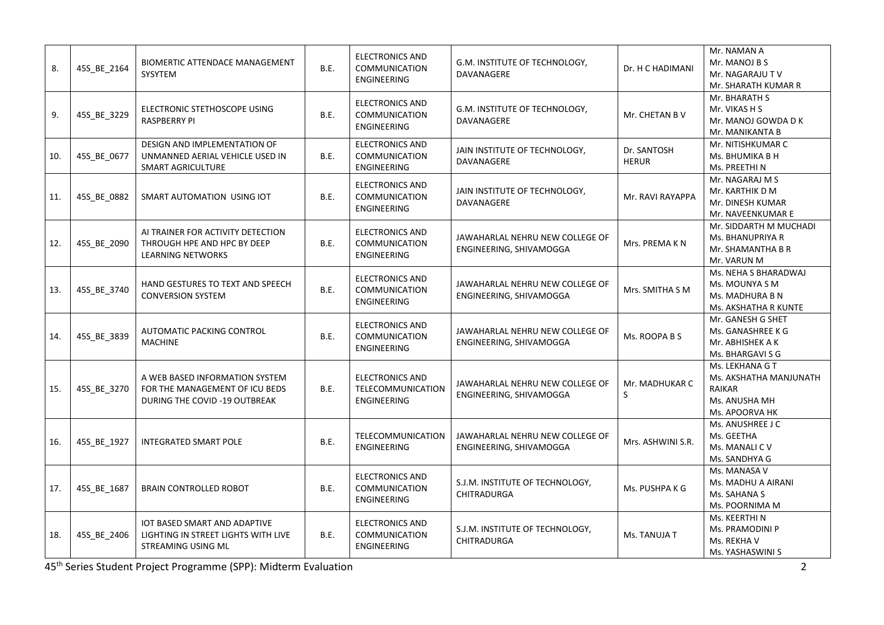| 8. | 45S_BE_2164 | BIOMERTIC ATTENDACE MANAGEMENT SYSYTEM | B.E. | ELECTRONICS AND COMMUNICATION ENGINEERING | G.M. INSTITUTE OF TECHNOLOGY, DAVANAGERE | Dr. H C HADIMANI | Mr. NAMAN A<br>Mr. MANOJ B S<br>Mr. NAGARAJU T V<br>Mr. SHARATH KUMAR R |
|---|---|---|---|---|---|---|---|
| 9. | 45S_BE_3229 | ELECTRONIC STETHOSCOPE USING RASPBERRY PI | B.E. | ELECTRONICS AND COMMUNICATION ENGINEERING | G.M. INSTITUTE OF TECHNOLOGY, DAVANAGERE | Mr. CHETAN B V | Mr. BHARATH S<br>Mr. VIKAS H S<br>Mr. MANOJ GOWDA D K<br>Mr. MANIKANTA B |
| 10. | 45S_BE_0677 | DESIGN AND IMPLEMENTATION OF UNMANNED AERIAL VEHICLE USED IN SMART AGRICULTURE | B.E. | ELECTRONICS AND COMMUNICATION ENGINEERING | JAIN INSTITUTE OF TECHNOLOGY, DAVANAGERE | Dr. SANTOSH HERUR | Mr. NITISHKUMAR C<br>Ms. BHUMIKA B H<br>Ms. PREETHI N |
| 11. | 45S_BE_0882 | SMART AUTOMATION USING IOT | B.E. | ELECTRONICS AND COMMUNICATION ENGINEERING | JAIN INSTITUTE OF TECHNOLOGY, DAVANAGERE | Mr. RAVI RAYAPPA | Mr. NAGARAJ M S<br>Mr. KARTHIK D M<br>Mr. DINESH KUMAR<br>Mr. NAVEENKUMAR E |
| 12. | 45S_BE_2090 | AI TRAINER FOR ACTIVITY DETECTION THROUGH HPE AND HPC BY DEEP LEARNING NETWORKS | B.E. | ELECTRONICS AND COMMUNICATION ENGINEERING | JAWAHARLAL NEHRU NEW COLLEGE OF ENGINEERING, SHIVAMOGGA | Mrs. PREMA K N | Mr. SIDDARTH M MUCHADI<br>Ms. BHANUPRIYA R<br>Mr. SHAMANTHA B R<br>Mr. VARUN M |
| 13. | 45S_BE_3740 | HAND GESTURES TO TEXT AND SPEECH CONVERSION SYSTEM | B.E. | ELECTRONICS AND COMMUNICATION ENGINEERING | JAWAHARLAL NEHRU NEW COLLEGE OF ENGINEERING, SHIVAMOGGA | Mrs. SMITHA S M | Ms. NEHA S BHARADWAJ<br>Ms. MOUNYA S M<br>Ms. MADHURA B N<br>Ms. AKSHATHA R KUNTE |
| 14. | 45S_BE_3839 | AUTOMATIC PACKING CONTROL MACHINE | B.E. | ELECTRONICS AND COMMUNICATION ENGINEERING | JAWAHARLAL NEHRU NEW COLLEGE OF ENGINEERING, SHIVAMOGGA | Ms. ROOPA B S | Mr. GANESH G SHET<br>Ms. GANASHREE K G<br>Mr. ABHISHEK A K<br>Ms. BHARGAVI S G |
| 15. | 45S_BE_3270 | A WEB BASED INFORMATION SYSTEM FOR THE MANAGEMENT OF ICU BEDS DURING THE COVID -19 OUTBREAK | B.E. | ELECTRONICS AND TELECOMMUNICATION ENGINEERING | JAWAHARLAL NEHRU NEW COLLEGE OF ENGINEERING, SHIVAMOGGA | Mr. MADHUKAR C S | Ms. LEKHANA G T<br>Ms. AKSHATHA MANJUNATH RAIKAR<br>Ms. ANUSHA MH<br>Ms. APOORVA HK |
| 16. | 45S_BE_1927 | INTEGRATED SMART POLE | B.E. | TELECOMMUNICATION ENGINEERING | JAWAHARLAL NEHRU NEW COLLEGE OF ENGINEERING, SHIVAMOGGA | Mrs. ASHWINI S.R. | Ms. ANUSHREE J C<br>Ms. GEETHA<br>Ms. MANALI C V<br>Ms. SANDHYA G |
| 17. | 45S_BE_1687 | BRAIN CONTROLLED ROBOT | B.E. | ELECTRONICS AND COMMUNICATION ENGINEERING | S.J.M. INSTITUTE OF TECHNOLOGY, CHITRADURGA | Ms. PUSHPA K G | Ms. MANASA V<br>Ms. MADHU A AIRANI<br>Ms. SAHANA S<br>Ms. POORNIMA M |
| 18. | 45S_BE_2406 | IOT BASED SMART AND ADAPTIVE LIGHTING IN STREET LIGHTS WITH LIVE STREAMING USING ML | B.E. | ELECTRONICS AND COMMUNICATION ENGINEERING | S.J.M. INSTITUTE OF TECHNOLOGY, CHITRADURGA | Ms. TANUJA T | Ms. KEERTHI N<br>Ms. PRAMODINI P<br>Ms. REKHA V<br>Ms. YASHASWINI S |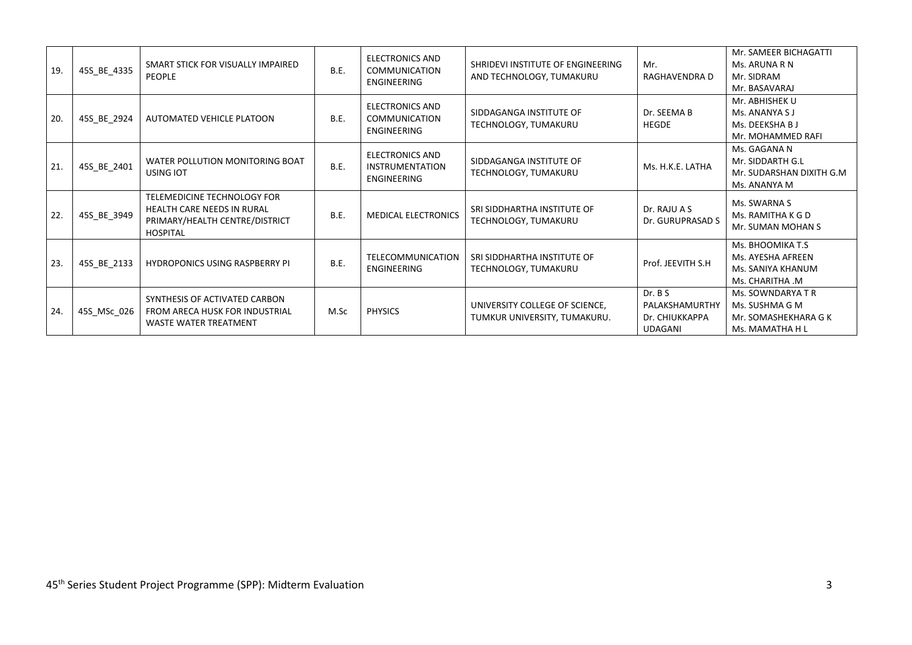| | | | | | | | |
|---|---|---|---|---|---|---|---|
| 19. | 45S_BE_4335 | SMART STICK FOR VISUALLY IMPAIRED PEOPLE | B.E. | ELECTRONICS AND COMMUNICATION ENGINEERING | SHRIDEVI INSTITUTE OF ENGINEERING AND TECHNOLOGY, TUMAKURU | Mr. RAGHAVENDRA D | Mr. SAMEER BICHAGATTI<br>Ms. ARUNA R N<br>Mr. SIDRAM<br>Mr. BASAVARAJ |
| 20. | 45S_BE_2924 | AUTOMATED VEHICLE PLATOON | B.E. | ELECTRONICS AND COMMUNICATION ENGINEERING | SIDDAGANGA INSTITUTE OF TECHNOLOGY, TUMAKURU | Dr. SEEMA B HEGDE | Mr. ABHISHEK U<br>Ms. ANANYA S J<br>Ms. DEEKSHA B J<br>Mr. MOHAMMED RAFI |
| 21. | 45S_BE_2401 | WATER POLLUTION MONITORING BOAT USING IOT | B.E. | ELECTRONICS AND INSTRUMENTATION ENGINEERING | SIDDAGANGA INSTITUTE OF TECHNOLOGY, TUMAKURU | Ms. H.K.E. LATHA | Ms. GAGANA N<br>Mr. SIDDARTH G.L<br>Mr. SUDARSHAN DIXITH G.M<br>Ms. ANANYA M |
| 22. | 45S_BE_3949 | TELEMEDICINE TECHNOLOGY FOR HEALTH CARE NEEDS IN RURAL PRIMARY/HEALTH CENTRE/DISTRICT HOSPITAL | B.E. | MEDICAL ELECTRONICS | SRI SIDDHARTHA INSTITUTE OF TECHNOLOGY, TUMAKURU | Dr. RAJU A S<br>Dr. GURUPRASAD S | Ms. SWARNA S<br>Ms. RAMITHA K G D<br>Mr. SUMAN MOHAN S |
| 23. | 45S_BE_2133 | HYDROPONICS USING RASPBERRY PI | B.E. | TELECOMMUNICATION ENGINEERING | SRI SIDDHARTHA INSTITUTE OF TECHNOLOGY, TUMAKURU | Prof. JEEVITH S.H | Ms. BHOOMIKA T.S<br>Ms. AYESHA AFREEN<br>Ms. SANIYA KHANUM<br>Ms. CHARITHA .M |
| 24. | 45S_MSc_026 | SYNTHESIS OF ACTIVATED CARBON FROM ARECA HUSK FOR INDUSTRIAL WASTE WATER TREATMENT | M.Sc | PHYSICS | UNIVERSITY COLLEGE OF SCIENCE, TUMKUR UNIVERSITY, TUMAKURU. | Dr. B S PALAKSHAMURTHY<br>Dr. CHIUKKAPPA UDAGANI | Ms. SOWNDARYA T R<br>Ms. SUSHMA G M<br>Mr. SOMASHEKHARA G K<br>Ms. MAMATHA H L |